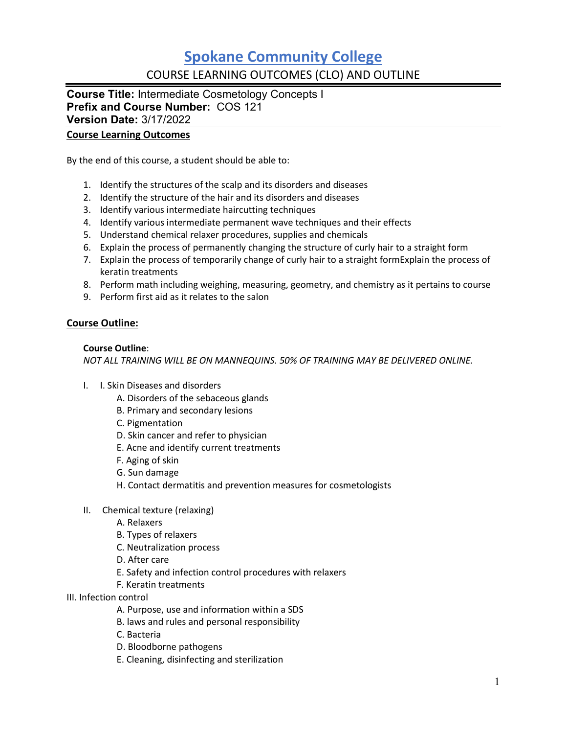# Spokane Community College

## COURSE LEARNING OUTCOMES (CLO) AND OUTLINE

**Course Title:** Intermediate Cosmetology Concepts I
**Prefix and Course Number:** COS 121
**Version Date:** 3/17/2022

### Course Learning Outcomes

By the end of this course, a student should be able to:

1. Identify the structures of the scalp and its disorders and diseases
2. Identify the structure of the hair and its disorders and diseases
3. Identify various intermediate haircutting techniques
4. Identify various intermediate permanent wave techniques and their effects
5. Understand chemical relaxer procedures, supplies and chemicals
6. Explain the process of permanently changing the structure of curly hair to a straight form
7. Explain the process of temporarily change of curly hair to a straight formExplain the process of keratin treatments
8. Perform math including weighing, measuring, geometry, and chemistry as it pertains to course
9. Perform first aid as it relates to the salon

### Course Outline:

**Course Outline**:
*NOT ALL TRAINING WILL BE ON MANNEQUINS. 50% OF TRAINING MAY BE DELIVERED ONLINE.*

I. I. Skin Diseases and disorders
   - A. Disorders of the sebaceous glands
   - B. Primary and secondary lesions
   - C. Pigmentation
   - D. Skin cancer and refer to physician
   - E. Acne and identify current treatments
   - F. Aging of skin
   - G. Sun damage
   - H. Contact dermatitis and prevention measures for cosmetologists

II. Chemical texture (relaxing)
   - A. Relaxers
   - B. Types of relaxers
   - C. Neutralization process
   - D. After care
   - E. Safety and infection control procedures with relaxers
   - F. Keratin treatments

III. Infection control
   - A. Purpose, use and information within a SDS
   - B. laws and rules and personal responsibility
   - C. Bacteria
   - D. Bloodborne pathogens
   - E. Cleaning, disinfecting and sterilization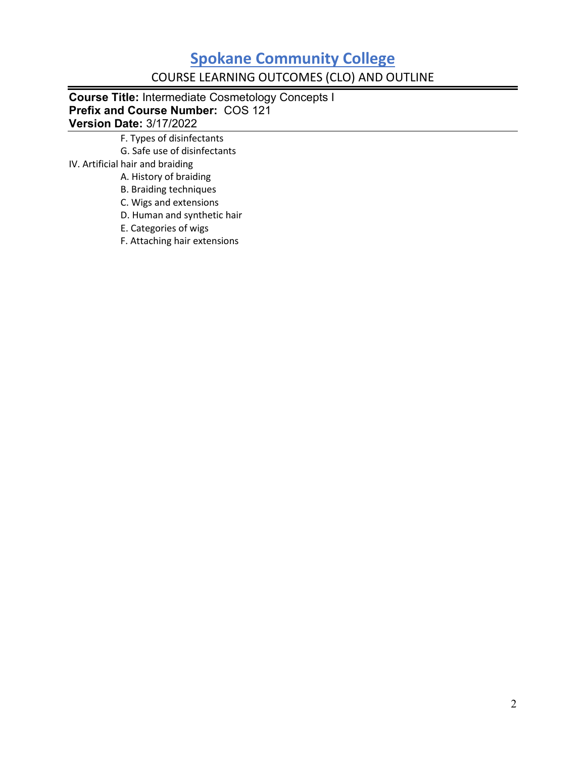F. Types of disinfectants

G. Safe use of disinfectants

IV. Artificial hair and braiding

A. History of braiding

B. Braiding techniques

C. Wigs and extensions

D. Human and synthetic hair

E. Categories of wigs

F. Attaching hair extensions